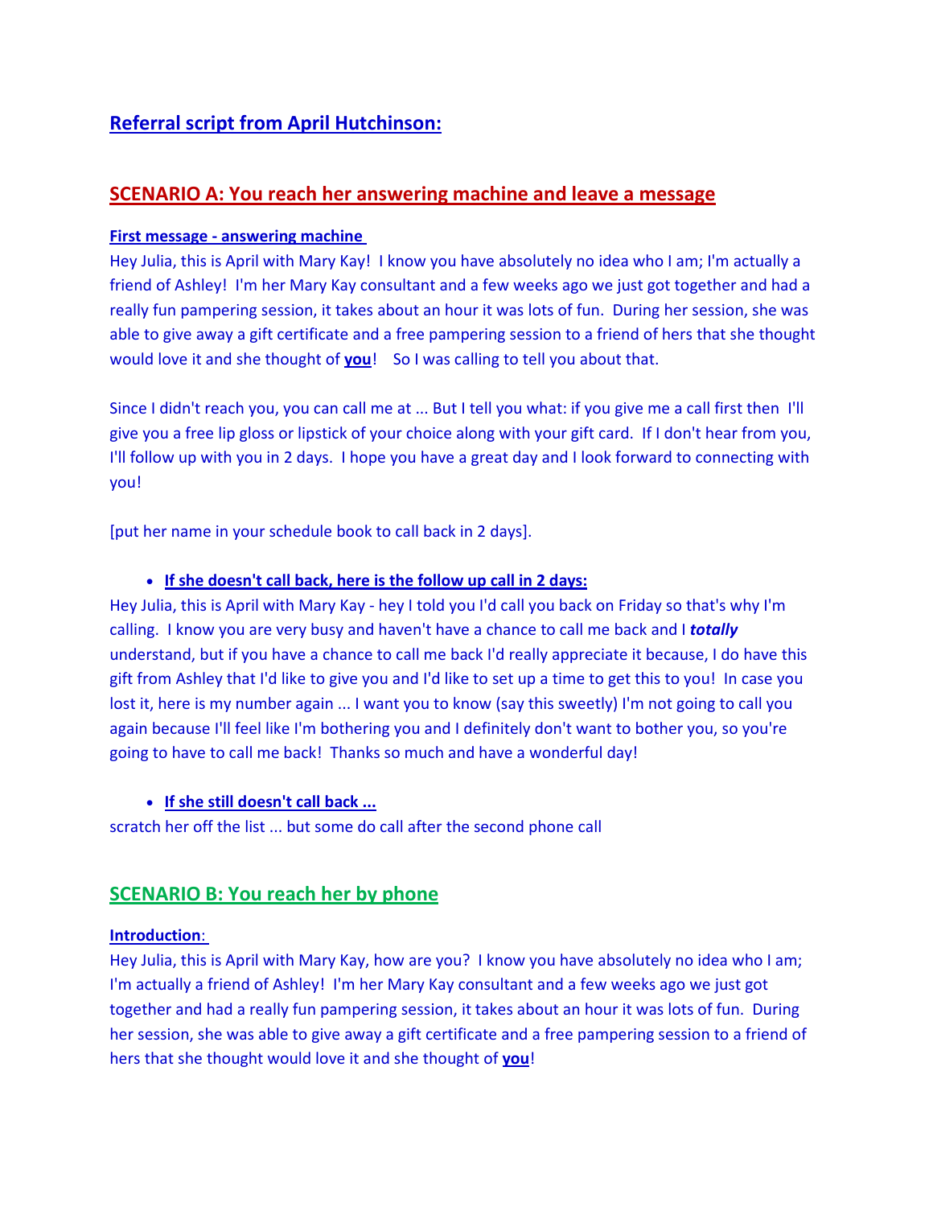## Referral script from April Hutchinson:

### SCENARIO A: You reach her answering machine and leave a message

**First message - answering machine**

Hey Julia, this is April with Mary Kay! I know you have absolutely no idea who I am; I'm actually a friend of Ashley! I'm her Mary Kay consultant and a few weeks ago we just got together and had a really fun pampering session, it takes about an hour it was lots of fun. During her session, she was able to give away a gift certificate and a free pampering session to a friend of hers that she thought would love it and she thought of **you**! So I was calling to tell you about that.

Since I didn't reach you, you can call me at ... But I tell you what: if you give me a call first then I'll give you a free lip gloss or lipstick of your choice along with your gift card. If I don't hear from you, I'll follow up with you in 2 days. I hope you have a great day and I look forward to connecting with you!

[put her name in your schedule book to call back in 2 days].

- **If she doesn't call back, here is the follow up call in 2 days:**

Hey Julia, this is April with Mary Kay - hey I told you I'd call you back on Friday so that's why I'm calling. I know you are very busy and haven't have a chance to call me back and I ***totally*** understand, but if you have a chance to call me back I'd really appreciate it because, I do have this gift from Ashley that I'd like to give you and I'd like to set up a time to get this to you! In case you lost it, here is my number again ... I want you to know (say this sweetly) I'm not going to call you again because I'll feel like I'm bothering you and I definitely don't want to bother you, so you're going to have to call me back! Thanks so much and have a wonderful day!

- **If she still doesn't call back ...**

scratch her off the list ... but some do call after the second phone call

### SCENARIO B: You reach her by phone

**Introduction**:

Hey Julia, this is April with Mary Kay, how are you? I know you have absolutely no idea who I am; I'm actually a friend of Ashley! I'm her Mary Kay consultant and a few weeks ago we just got together and had a really fun pampering session, it takes about an hour it was lots of fun. During her session, she was able to give away a gift certificate and a free pampering session to a friend of hers that she thought would love it and she thought of **you**!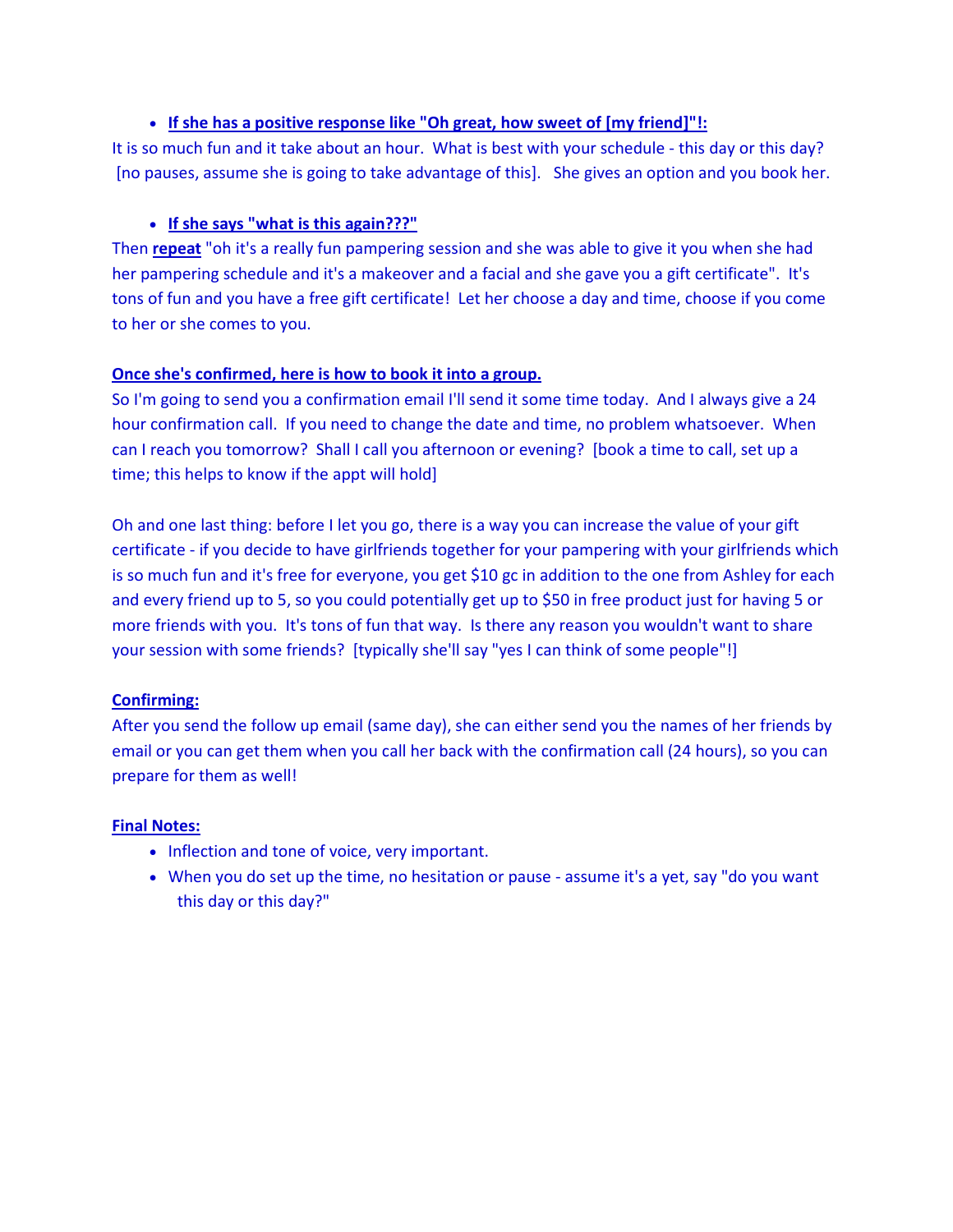- **If she has a positive response like "Oh great, how sweet of [my friend]"!:**

It is so much fun and it take about an hour. What is best with your schedule - this day or this day? [no pauses, assume she is going to take advantage of this]. She gives an option and you book her.

- **If she says "what is this again???"**

Then **repeat** "oh it's a really fun pampering session and she was able to give it you when she had her pampering schedule and it's a makeover and a facial and she gave you a gift certificate". It's tons of fun and you have a free gift certificate! Let her choose a day and time, choose if you come to her or she comes to you.

**Once she's confirmed, here is how to book it into a group.**

So I'm going to send you a confirmation email I'll send it some time today. And I always give a 24 hour confirmation call. If you need to change the date and time, no problem whatsoever. When can I reach you tomorrow? Shall I call you afternoon or evening? [book a time to call, set up a time; this helps to know if the appt will hold]

Oh and one last thing: before I let you go, there is a way you can increase the value of your gift certificate - if you decide to have girlfriends together for your pampering with your girlfriends which is so much fun and it's free for everyone, you get $10 gc in addition to the one from Ashley for each and every friend up to 5, so you could potentially get up to $50 in free product just for having 5 or more friends with you. It's tons of fun that way. Is there any reason you wouldn't want to share your session with some friends? [typically she'll say "yes I can think of some people"!]

**Confirming:**

After you send the follow up email (same day), she can either send you the names of her friends by email or you can get them when you call her back with the confirmation call (24 hours), so you can prepare for them as well!

**Final Notes:**

- Inflection and tone of voice, very important.
- When you do set up the time, no hesitation or pause - assume it's a yet, say "do you want this day or this day?"